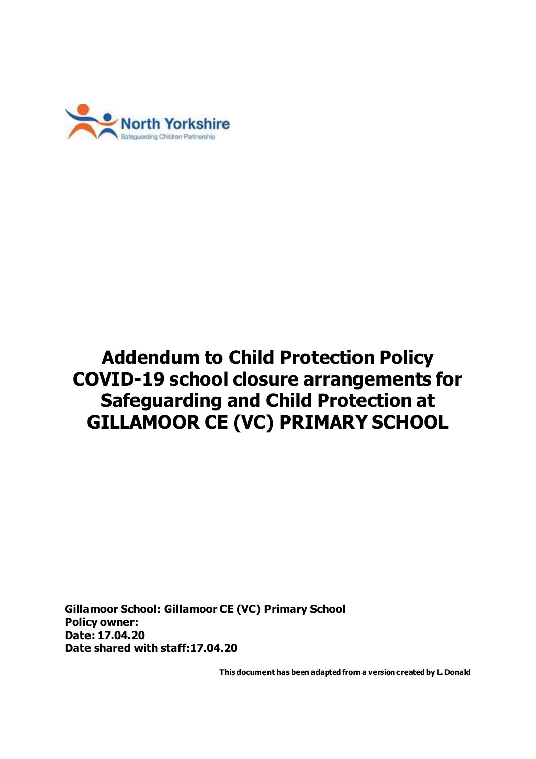North Yorkshire
Safeguarding Children Partnership

# Addendum to Child Protection Policy COVID-19 school closure arrangements for Safeguarding and Child Protection at GILLAMOOR CE (VC) PRIMARY SCHOOL

**Gillamoor School: Gillamoor CE (VC) Primary School**
**Policy owner:**
**Date: 17.04.20**
**Date shared with staff:17.04.20**

**This document has been adapted from a version created by L. Donald**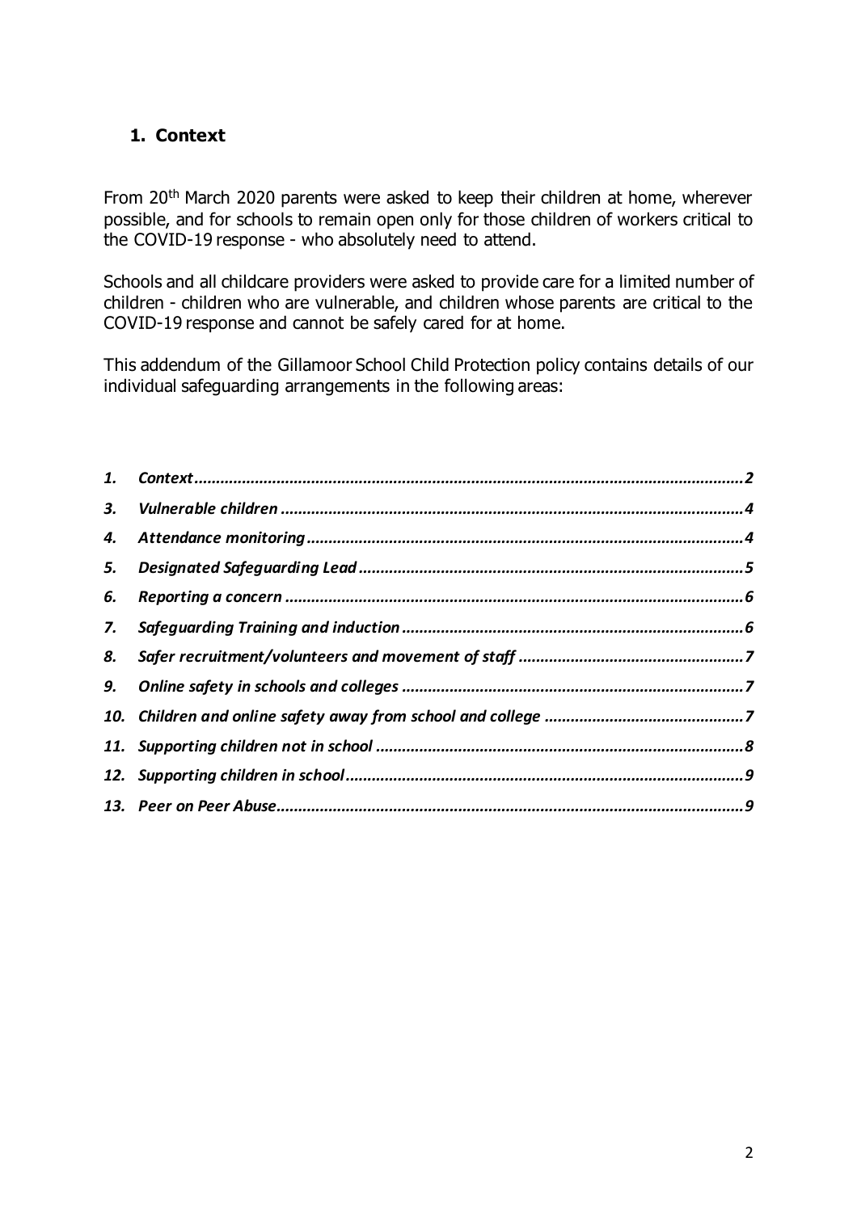## 1. Context

From 20th March 2020 parents were asked to keep their children at home, wherever possible, and for schools to remain open only for those children of workers critical to the COVID-19 response - who absolutely need to attend.

Schools and all childcare providers were asked to provide care for a limited number of children - children who are vulnerable, and children whose parents are critical to the COVID-19 response and cannot be safely cared for at home.

This addendum of the Gillamoor School Child Protection policy contains details of our individual safeguarding arrangements in the following areas:

1. *Context* ........ 2
3. *Vulnerable children* ........ 4
4. *Attendance monitoring* ........ 4
5. *Designated Safeguarding Lead* ........ 5
6. *Reporting a concern* ........ 6
7. *Safeguarding Training and induction* ........ 6
8. *Safer recruitment/volunteers and movement of staff* ........ 7
9. *Online safety in schools and colleges* ........ 7
10. *Children and online safety away from school and college* ........ 7
11. *Supporting children not in school* ........ 8
12. *Supporting children in school* ........ 9
13. *Peer on Peer Abuse* ........ 9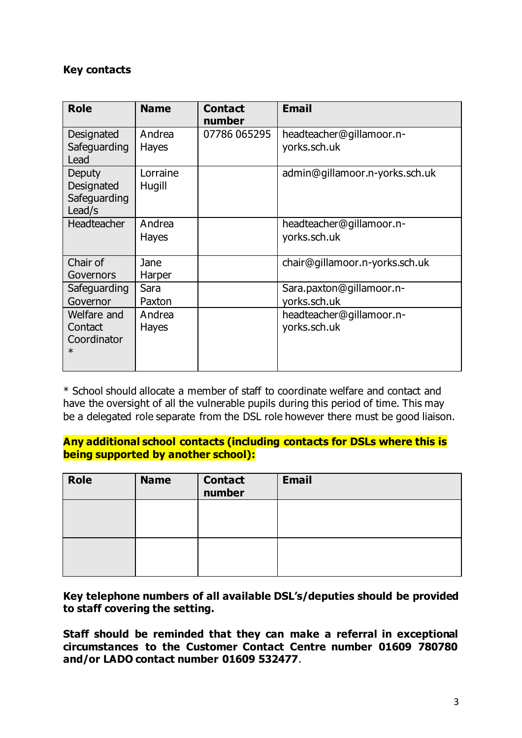**Key contacts**

| Role | Name | Contact number | Email |
|---|---|---|---|
| Designated Safeguarding Lead | Andrea Hayes | 07786 065295 | headteacher@gillamoor.n-yorks.sch.uk |
| Deputy Designated Safeguarding Lead/s | Lorraine Hugill | | admin@gillamoor.n-yorks.sch.uk |
| Headteacher | Andrea Hayes | | headteacher@gillamoor.n-yorks.sch.uk |
| Chair of Governors | Jane Harper | | chair@gillamoor.n-yorks.sch.uk |
| Safeguarding Governor | Sara Paxton | | Sara.paxton@gillamoor.n-yorks.sch.uk |
| Welfare and Contact Coordinator * | Andrea Hayes | | headteacher@gillamoor.n-yorks.sch.uk |

* School should allocate a member of staff to coordinate welfare and contact and have the oversight of all the vulnerable pupils during this period of time. This may be a delegated role separate from the DSL role however there must be good liaison.

**Any additional school contacts (including contacts for DSLs where this is being supported by another school):**

| Role | Name | Contact number | Email |
|---|---|---|---|
| | | | |
| | | | |

**Key telephone numbers of all available DSL's/deputies should be provided to staff covering the setting.**

**Staff should be reminded that they can make a referral in exceptional circumstances to the Customer Contact Centre number 01609 780780 and/or LADO contact number 01609 532477**.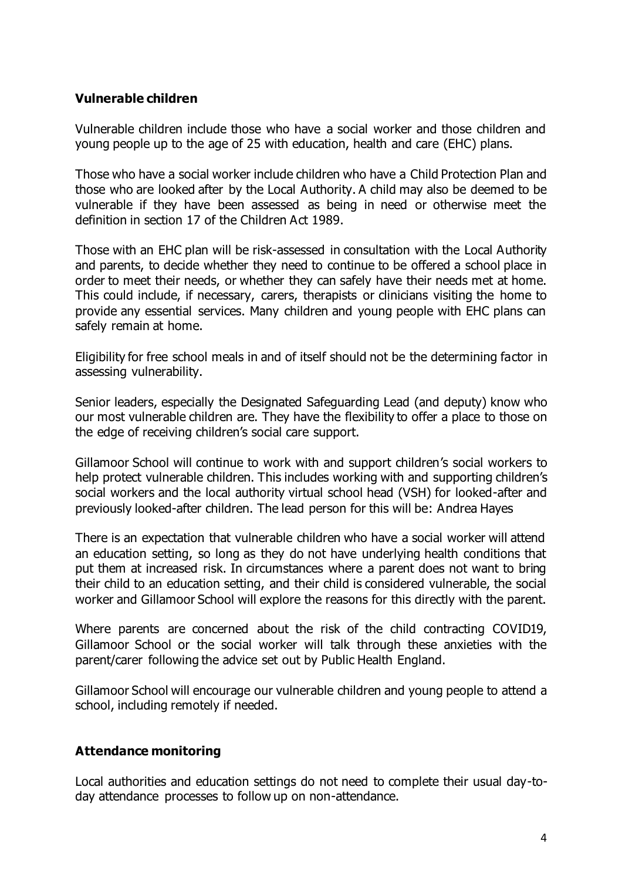## Vulnerable children

Vulnerable children include those who have a social worker and those children and young people up to the age of 25 with education, health and care (EHC) plans.

Those who have a social worker include children who have a Child Protection Plan and those who are looked after by the Local Authority. A child may also be deemed to be vulnerable if they have been assessed as being in need or otherwise meet the definition in section 17 of the Children Act 1989.

Those with an EHC plan will be risk-assessed in consultation with the Local Authority and parents, to decide whether they need to continue to be offered a school place in order to meet their needs, or whether they can safely have their needs met at home. This could include, if necessary, carers, therapists or clinicians visiting the home to provide any essential services. Many children and young people with EHC plans can safely remain at home.

Eligibility for free school meals in and of itself should not be the determining factor in assessing vulnerability.

Senior leaders, especially the Designated Safeguarding Lead (and deputy) know who our most vulnerable children are. They have the flexibility to offer a place to those on the edge of receiving children's social care support.

Gillamoor School will continue to work with and support children's social workers to help protect vulnerable children. This includes working with and supporting children's social workers and the local authority virtual school head (VSH) for looked-after and previously looked-after children. The lead person for this will be: Andrea Hayes

There is an expectation that vulnerable children who have a social worker will attend an education setting, so long as they do not have underlying health conditions that put them at increased risk. In circumstances where a parent does not want to bring their child to an education setting, and their child is considered vulnerable, the social worker and Gillamoor School will explore the reasons for this directly with the parent.

Where parents are concerned about the risk of the child contracting COVID19, Gillamoor School or the social worker will talk through these anxieties with the parent/carer following the advice set out by Public Health England.

Gillamoor School will encourage our vulnerable children and young people to attend a school, including remotely if needed.

## Attendance monitoring

Local authorities and education settings do not need to complete their usual day-to-day attendance processes to follow up on non-attendance.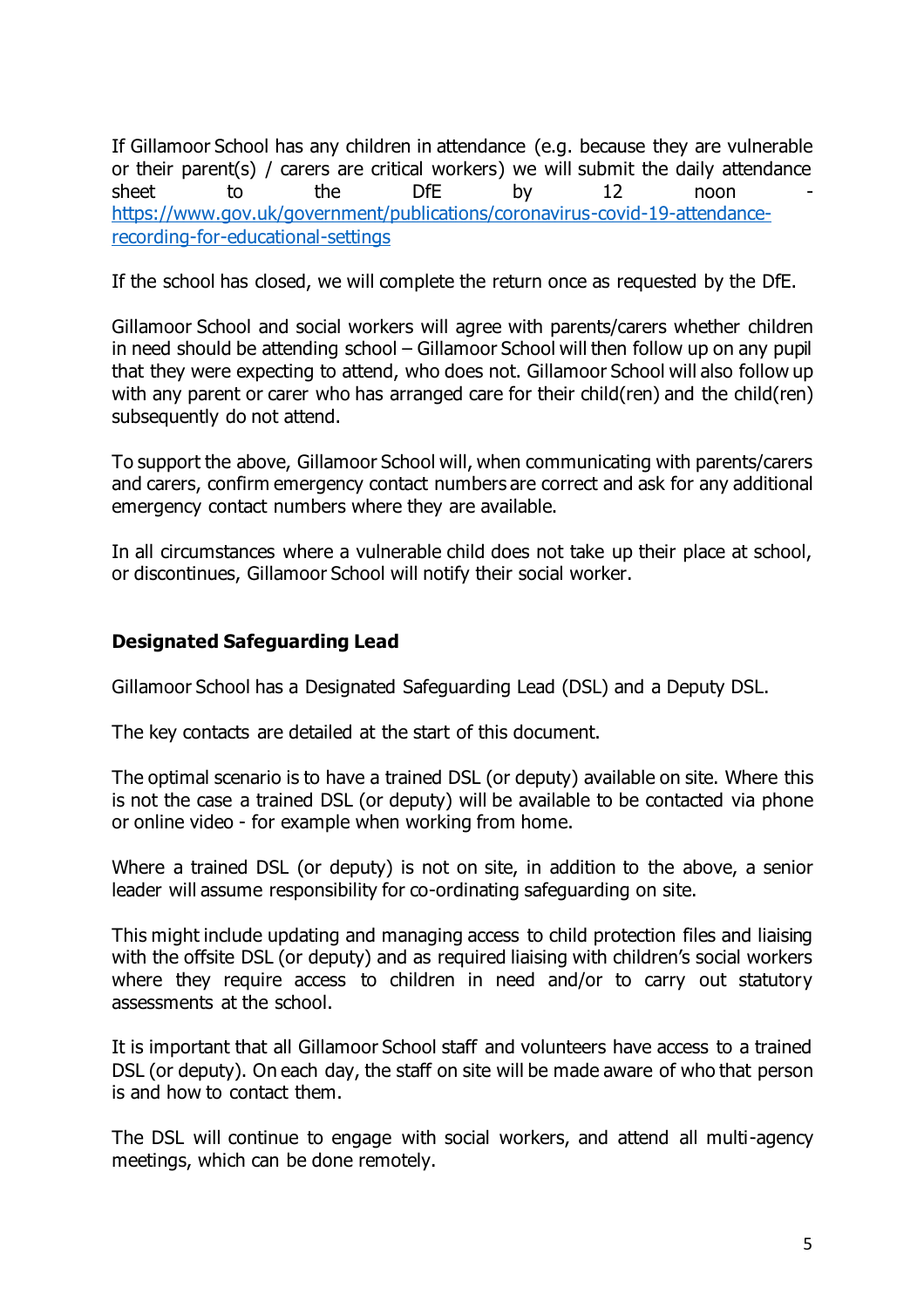If Gillamoor School has any children in attendance (e.g. because they are vulnerable or their parent(s) / carers are critical workers) we will submit the daily attendance sheet to the DfE by 12 noon - [https://www.gov.uk/government/publications/coronavirus-covid-19-attendance-recording-for-educational-settings](https://www.gov.uk/government/publications/coronavirus-covid-19-attendance-recording-for-educational-settings)

If the school has closed, we will complete the return once as requested by the DfE.

Gillamoor School and social workers will agree with parents/carers whether children in need should be attending school – Gillamoor School will then follow up on any pupil that they were expecting to attend, who does not. Gillamoor School will also follow up with any parent or carer who has arranged care for their child(ren) and the child(ren) subsequently do not attend.

To support the above, Gillamoor School will, when communicating with parents/carers and carers, confirm emergency contact numbers are correct and ask for any additional emergency contact numbers where they are available.

In all circumstances where a vulnerable child does not take up their place at school, or discontinues, Gillamoor School will notify their social worker.

### Designated Safeguarding Lead

Gillamoor School has a Designated Safeguarding Lead (DSL) and a Deputy DSL.

The key contacts are detailed at the start of this document.

The optimal scenario is to have a trained DSL (or deputy) available on site. Where this is not the case a trained DSL (or deputy) will be available to be contacted via phone or online video - for example when working from home.

Where a trained DSL (or deputy) is not on site, in addition to the above, a senior leader will assume responsibility for co-ordinating safeguarding on site.

This might include updating and managing access to child protection files and liaising with the offsite DSL (or deputy) and as required liaising with children's social workers where they require access to children in need and/or to carry out statutory assessments at the school.

It is important that all Gillamoor School staff and volunteers have access to a trained DSL (or deputy). On each day, the staff on site will be made aware of who that person is and how to contact them.

The DSL will continue to engage with social workers, and attend all multi-agency meetings, which can be done remotely.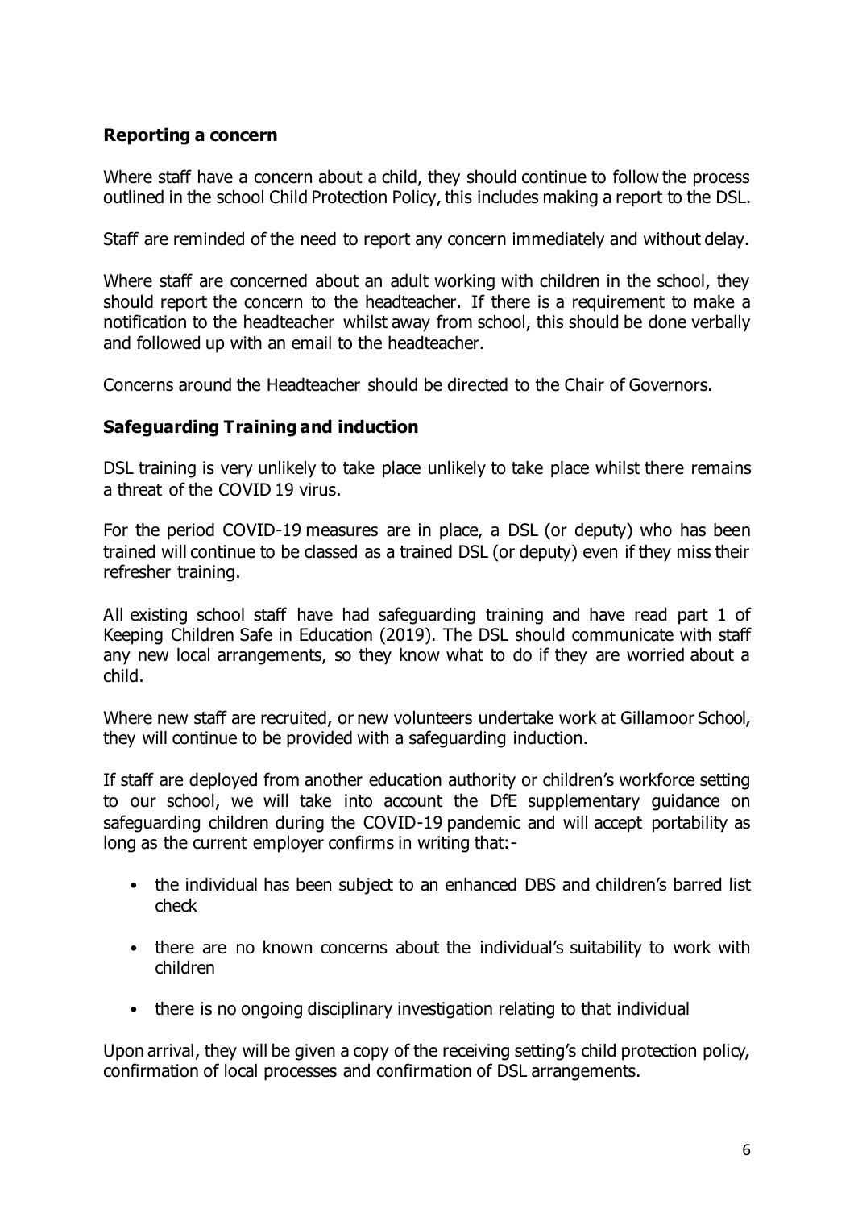## Reporting a concern

Where staff have a concern about a child, they should continue to follow the process outlined in the school Child Protection Policy, this includes making a report to the DSL.

Staff are reminded of the need to report any concern immediately and without delay.

Where staff are concerned about an adult working with children in the school, they should report the concern to the headteacher. If there is a requirement to make a notification to the headteacher whilst away from school, this should be done verbally and followed up with an email to the headteacher.

Concerns around the Headteacher should be directed to the Chair of Governors.

## Safeguarding Training and induction

DSL training is very unlikely to take place unlikely to take place whilst there remains a threat of the COVID 19 virus.

For the period COVID-19 measures are in place, a DSL (or deputy) who has been trained will continue to be classed as a trained DSL (or deputy) even if they miss their refresher training.

All existing school staff have had safeguarding training and have read part 1 of Keeping Children Safe in Education (2019). The DSL should communicate with staff any new local arrangements, so they know what to do if they are worried about a child.

Where new staff are recruited, or new volunteers undertake work at Gillamoor School, they will continue to be provided with a safeguarding induction.

If staff are deployed from another education authority or children's workforce setting to our school, we will take into account the DfE supplementary guidance on safeguarding children during the COVID-19 pandemic and will accept portability as long as the current employer confirms in writing that:-

- the individual has been subject to an enhanced DBS and children's barred list check
- there are no known concerns about the individual's suitability to work with children
- there is no ongoing disciplinary investigation relating to that individual

Upon arrival, they will be given a copy of the receiving setting's child protection policy, confirmation of local processes and confirmation of DSL arrangements.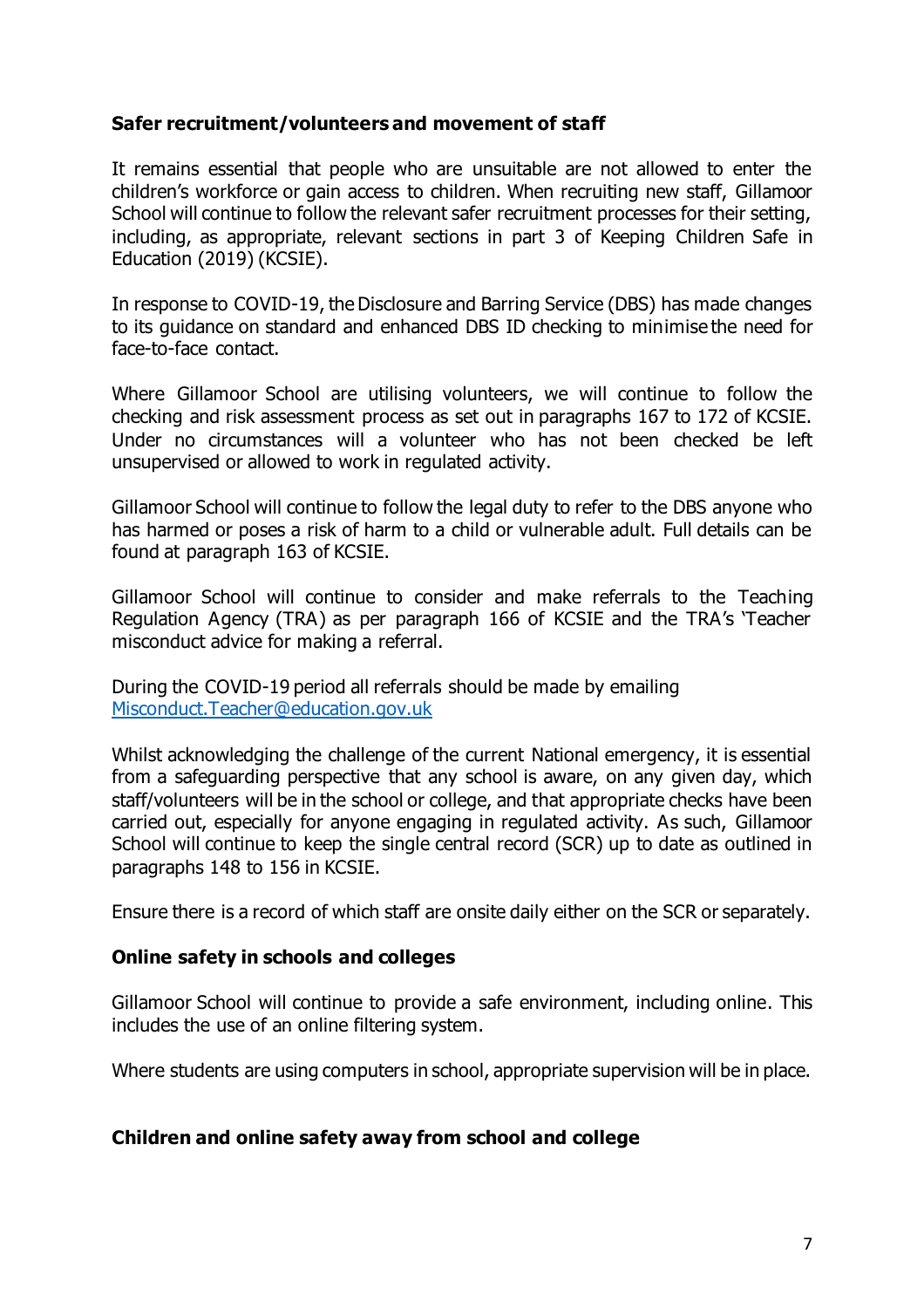### Safer recruitment/volunteers and movement of staff

It remains essential that people who are unsuitable are not allowed to enter the children's workforce or gain access to children. When recruiting new staff, Gillamoor School will continue to follow the relevant safer recruitment processes for their setting, including, as appropriate, relevant sections in part 3 of Keeping Children Safe in Education (2019) (KCSIE).

In response to COVID-19, the Disclosure and Barring Service (DBS) has made changes to its guidance on standard and enhanced DBS ID checking to minimise the need for face-to-face contact.

Where Gillamoor School are utilising volunteers, we will continue to follow the checking and risk assessment process as set out in paragraphs 167 to 172 of KCSIE. Under no circumstances will a volunteer who has not been checked be left unsupervised or allowed to work in regulated activity.

Gillamoor School will continue to follow the legal duty to refer to the DBS anyone who has harmed or poses a risk of harm to a child or vulnerable adult. Full details can be found at paragraph 163 of KCSIE.

Gillamoor School will continue to consider and make referrals to the Teaching Regulation Agency (TRA) as per paragraph 166 of KCSIE and the TRA's 'Teacher misconduct advice for making a referral.

During the COVID-19 period all referrals should be made by emailing [Misconduct.Teacher@education.gov.uk](mailto:Misconduct.Teacher@education.gov.uk)

Whilst acknowledging the challenge of the current National emergency, it is essential from a safeguarding perspective that any school is aware, on any given day, which staff/volunteers will be in the school or college, and that appropriate checks have been carried out, especially for anyone engaging in regulated activity. As such, Gillamoor School will continue to keep the single central record (SCR) up to date as outlined in paragraphs 148 to 156 in KCSIE.

Ensure there is a record of which staff are onsite daily either on the SCR or separately.

### Online safety in schools and colleges

Gillamoor School will continue to provide a safe environment, including online. This includes the use of an online filtering system.

Where students are using computers in school, appropriate supervision will be in place.

### Children and online safety away from school and college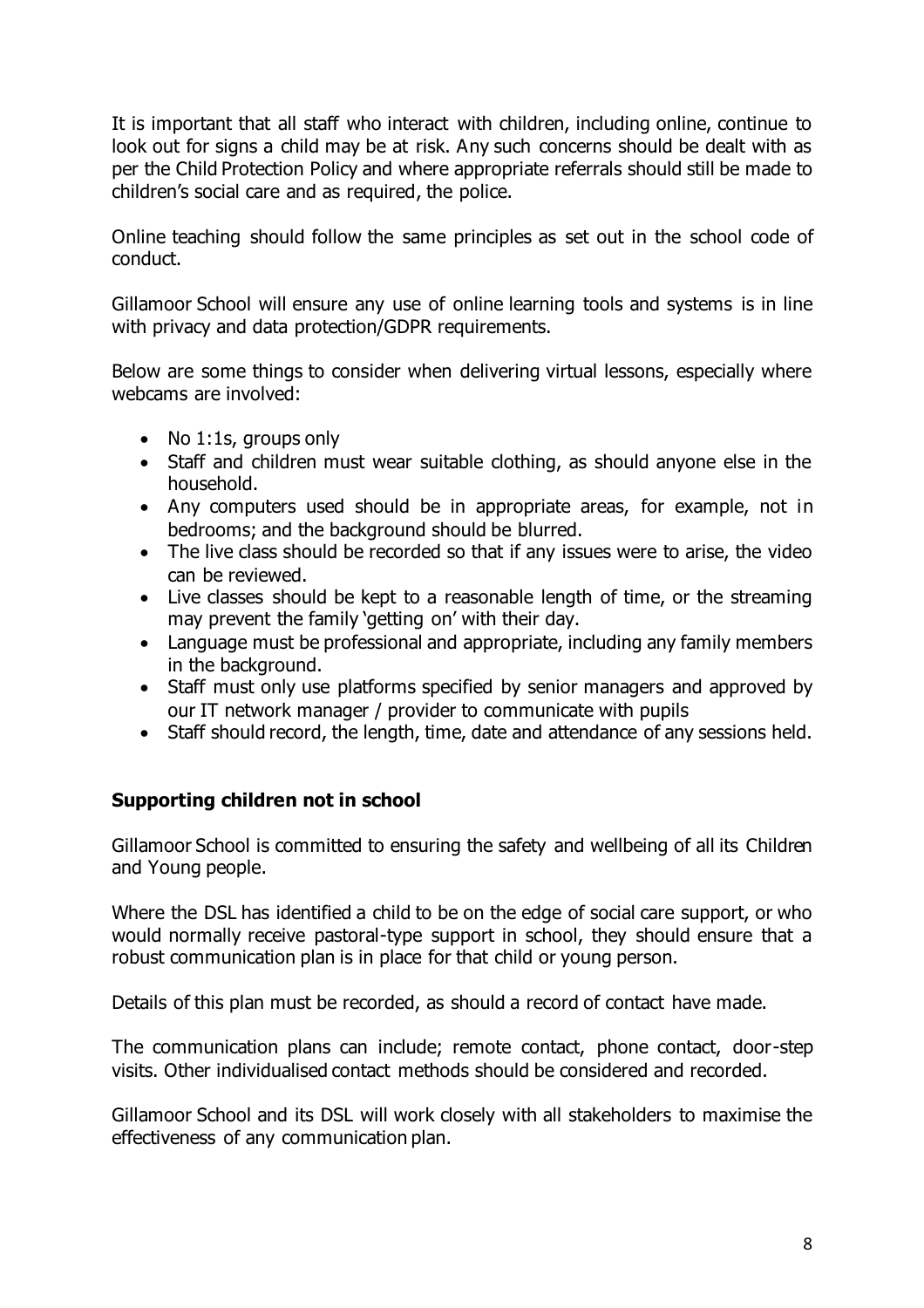It is important that all staff who interact with children, including online, continue to look out for signs a child may be at risk. Any such concerns should be dealt with as per the Child Protection Policy and where appropriate referrals should still be made to children's social care and as required, the police.

Online teaching should follow the same principles as set out in the school code of conduct.

Gillamoor School will ensure any use of online learning tools and systems is in line with privacy and data protection/GDPR requirements.

Below are some things to consider when delivering virtual lessons, especially where webcams are involved:

- No 1:1s, groups only
- Staff and children must wear suitable clothing, as should anyone else in the household.
- Any computers used should be in appropriate areas, for example, not in bedrooms; and the background should be blurred.
- The live class should be recorded so that if any issues were to arise, the video can be reviewed.
- Live classes should be kept to a reasonable length of time, or the streaming may prevent the family 'getting on' with their day.
- Language must be professional and appropriate, including any family members in the background.
- Staff must only use platforms specified by senior managers and approved by our IT network manager / provider to communicate with pupils
- Staff should record, the length, time, date and attendance of any sessions held.

## Supporting children not in school

Gillamoor School is committed to ensuring the safety and wellbeing of all its Children and Young people.

Where the DSL has identified a child to be on the edge of social care support, or who would normally receive pastoral-type support in school, they should ensure that a robust communication plan is in place for that child or young person.

Details of this plan must be recorded, as should a record of contact have made.

The communication plans can include; remote contact, phone contact, door-step visits. Other individualised contact methods should be considered and recorded.

Gillamoor School and its DSL will work closely with all stakeholders to maximise the effectiveness of any communication plan.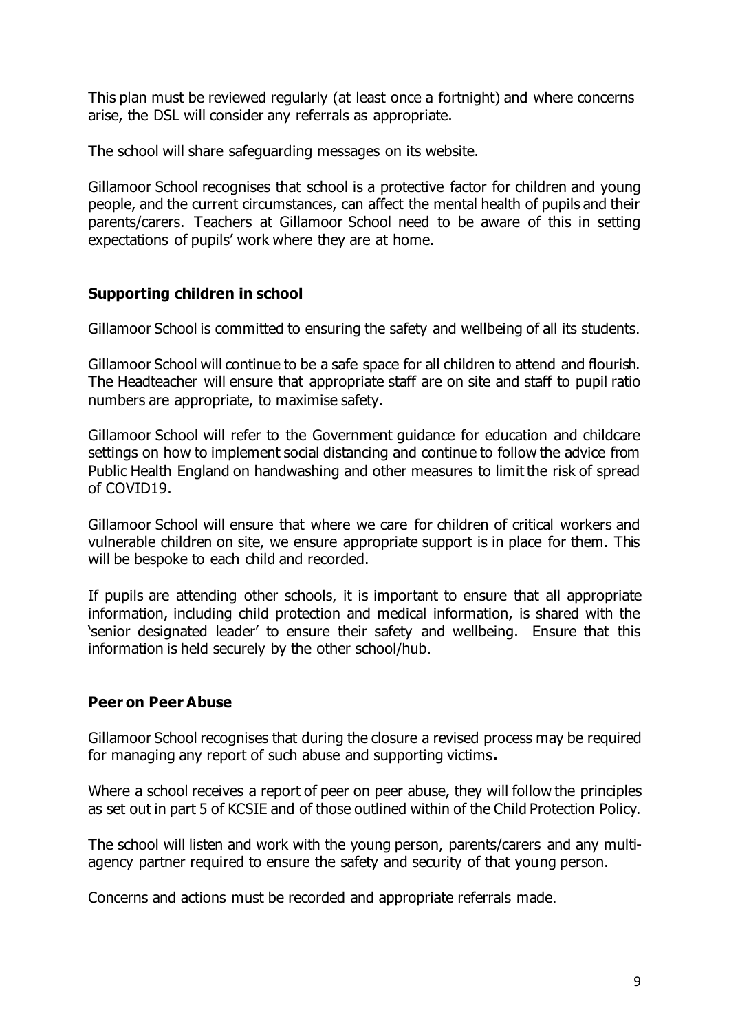This plan must be reviewed regularly (at least once a fortnight) and where concerns arise, the DSL will consider any referrals as appropriate.

The school will share safeguarding messages on its website.

Gillamoor School recognises that school is a protective factor for children and young people, and the current circumstances, can affect the mental health of pupils and their parents/carers. Teachers at Gillamoor School need to be aware of this in setting expectations of pupils' work where they are at home.

### Supporting children in school

Gillamoor School is committed to ensuring the safety and wellbeing of all its students.

Gillamoor School will continue to be a safe space for all children to attend and flourish. The Headteacher will ensure that appropriate staff are on site and staff to pupil ratio numbers are appropriate, to maximise safety.

Gillamoor School will refer to the Government guidance for education and childcare settings on how to implement social distancing and continue to follow the advice from Public Health England on handwashing and other measures to limit the risk of spread of COVID19.

Gillamoor School will ensure that where we care for children of critical workers and vulnerable children on site, we ensure appropriate support is in place for them. This will be bespoke to each child and recorded.

If pupils are attending other schools, it is important to ensure that all appropriate information, including child protection and medical information, is shared with the 'senior designated leader' to ensure their safety and wellbeing. Ensure that this information is held securely by the other school/hub.

### Peer on Peer Abuse

Gillamoor School recognises that during the closure a revised process may be required for managing any report of such abuse and supporting victims**.**

Where a school receives a report of peer on peer abuse, they will follow the principles as set out in part 5 of KCSIE and of those outlined within of the Child Protection Policy.

The school will listen and work with the young person, parents/carers and any multi-agency partner required to ensure the safety and security of that young person.

Concerns and actions must be recorded and appropriate referrals made.